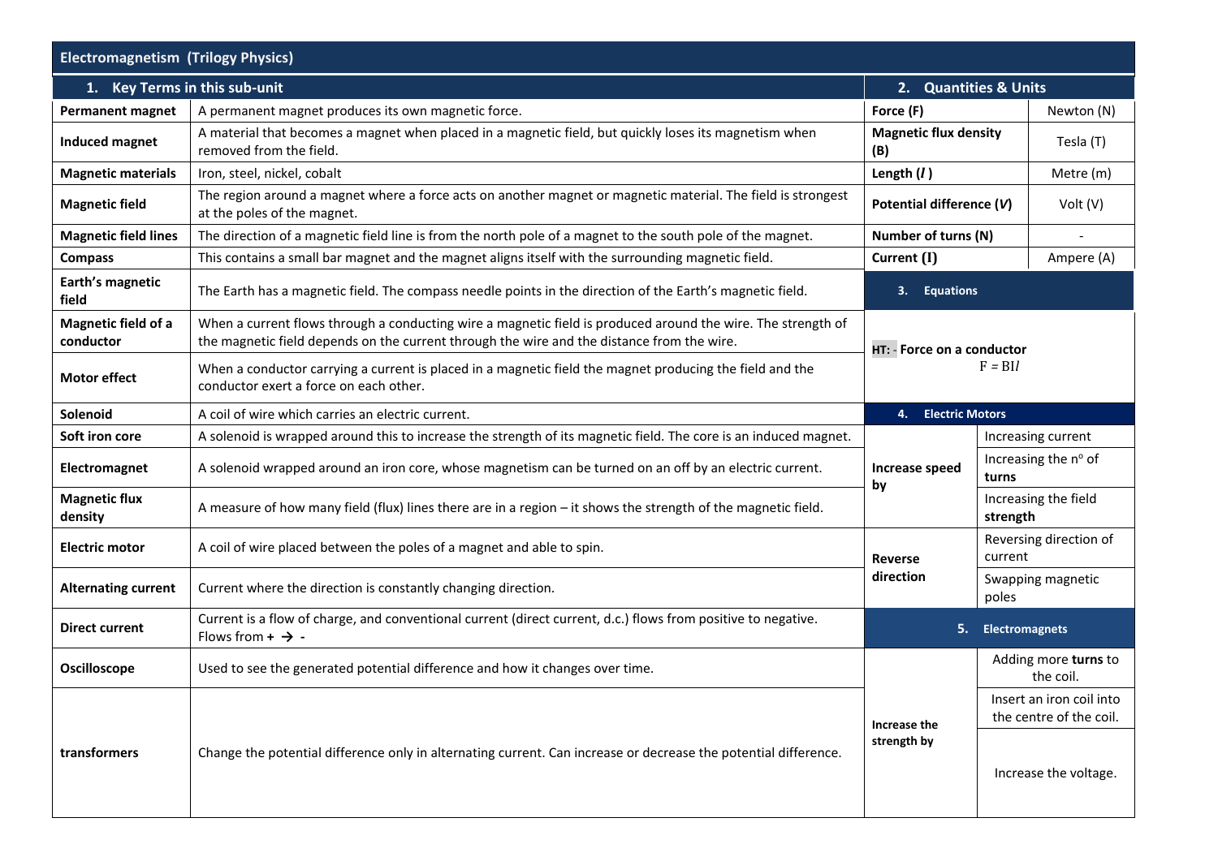# Electromagnetism (Trilogy Physics)

## 1. Key Terms in this sub-unit

| Term | Definition |
|---|---|
| **Permanent magnet** | A permanent magnet produces its own magnetic force. |
| **Induced magnet** | A material that becomes a magnet when placed in a magnetic field, but quickly loses its magnetism when removed from the field. |
| **Magnetic materials** | Iron, steel, nickel, cobalt |
| **Magnetic field** | The region around a magnet where a force acts on another magnet or magnetic material. The field is strongest at the poles of the magnet. |
| **Magnetic field lines** | The direction of a magnetic field line is from the north pole of a magnet to the south pole of the magnet. |
| **Compass** | This contains a small bar magnet and the magnet aligns itself with the surrounding magnetic field. |
| **Earth's magnetic field** | The Earth has a magnetic field. The compass needle points in the direction of the Earth's magnetic field. |
| **Magnetic field of a conductor** | When a current flows through a conducting wire a magnetic field is produced around the wire. The strength of the magnetic field depends on the current through the wire and the distance from the wire. |
| **Motor effect** | When a conductor carrying a current is placed in a magnetic field the magnet producing the field and the conductor exert a force on each other. |
| **Solenoid** | A coil of wire which carries an electric current. |
| **Soft iron core** | A solenoid is wrapped around this to increase the strength of its magnetic field. The core is an induced magnet. |
| **Electromagnet** | A solenoid wrapped around an iron core, whose magnetism can be turned on an off by an electric current. |
| **Magnetic flux density** | A measure of how many field (flux) lines there are in a region – it shows the strength of the magnetic field. |
| **Electric motor** | A coil of wire placed between the poles of a magnet and able to spin. |
| **Alternating current** | Current where the direction is constantly changing direction. |
| **Direct current** | Current is a flow of charge, and conventional current (direct current, d.c.) flows from positive to negative. Flows from **+ → -** |
| **Oscilloscope** | Used to see the generated potential difference and how it changes over time. |
| **transformers** | Change the potential difference only in alternating current. Can increase or decrease the potential difference. |

## 2. Quantities & Units

| Quantity | Unit |
|---|---|
| **Force (F)** | Newton (N) |
| **Magnetic flux density (B)** | Tesla (T) |
| **Length (*l*)** | Metre (m) |
| **Potential difference (*V*)** | Volt (V) |
| **Number of turns (N)** | - |
| **Current (I)** | Ampere (A) |

## 3. Equations

**HT: - Force on a conductor**

$$F = BIl$$

## 4. Electric Motors

| | |
|---|---|
| **Increase speed by** | Increasing current |
| | Increasing the nº of **turns** |
| | Increasing the field **strength** |
| **Reverse direction** | Reversing direction of current |
| | Swapping magnetic poles |

## 5. Electromagnets

| | |
|---|---|
| **Increase the strength by** | Adding more **turns** to the coil. |
| | Insert an iron coil into the centre of the coil. |
| | Increase the voltage. |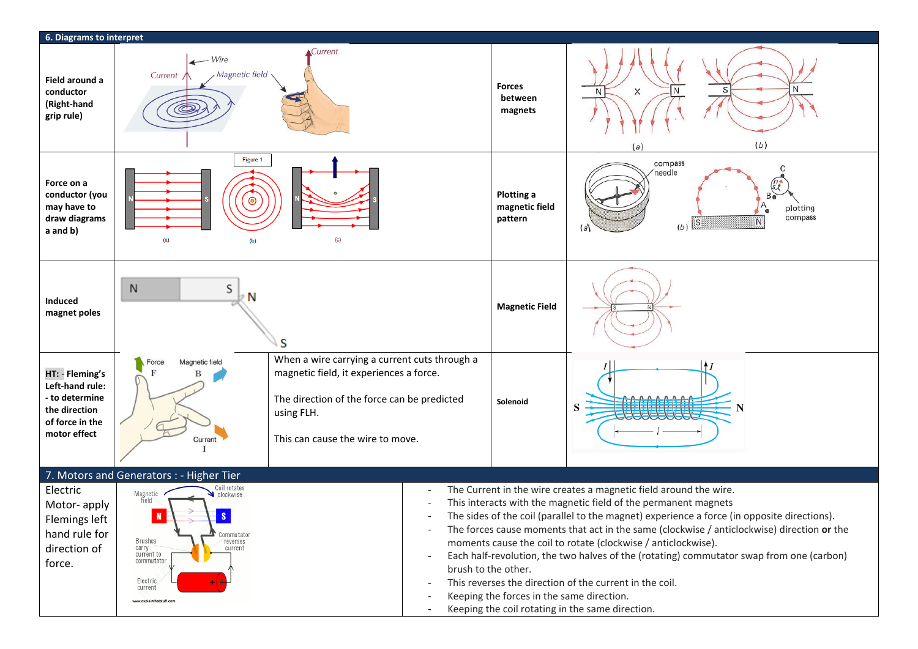## 6. Diagrams to interpret

| | | | |
|---|---|---|---|
| **Field around a conductor (Right-hand grip rule)** | Wire<br>Current<br>Magnetic field<br>Current | **Forces between magnets** | N X N<br>S N<br>(a) (b) |
| **Force on a conductor (you may have to draw diagrams a and b)** | Figure 1<br>N S<br>(a) (b) (c) | **Plotting a magnetic field pattern** | compass needle<br>C<br>B<br>A<br>plotting compass<br>S N<br>(a) (b) |
| **Induced magnet poles** | N S N S | **Magnetic Field** | S N |
| **HT: - Fleming's Left-hand rule: - to determine the direction of force in the motor effect** | Force F<br>Magnetic field B<br>Current I<br><br>When a wire carrying a current cuts through a magnetic field, it experiences a force.<br><br>The direction of the force can be predicted using FLH.<br><br>This can cause the wire to move. | **Solenoid** | I I<br>S N<br>I |

## 7. Motors and Generators : - Higher Tier

| | | |
|---|---|---|
| Electric Motor- apply Flemings left hand rule for direction of force. | Magnetic field<br>Coil rotates clockwise<br>N S<br>Commutator reverses current<br>Brushes carry current to commutator<br>Electric current<br>www.explainthatstuff.com | - The Current in the wire creates a magnetic field around the wire.<br>- This interacts with the magnetic field of the permanent magnets<br>- The sides of the coil (parallel to the magnet) experience a force (in opposite directions).<br>- The forces cause moments that act in the same (clockwise / anticlockwise) direction **or** the moments cause the coil to rotate (clockwise / anticlockwise).<br>- Each half-revolution, the two halves of the (rotating) commutator swap from one (carbon) brush to the other.<br>- This reverses the direction of the current in the coil.<br>- Keeping the forces in the same direction.<br>- Keeping the coil rotating in the same direction. |